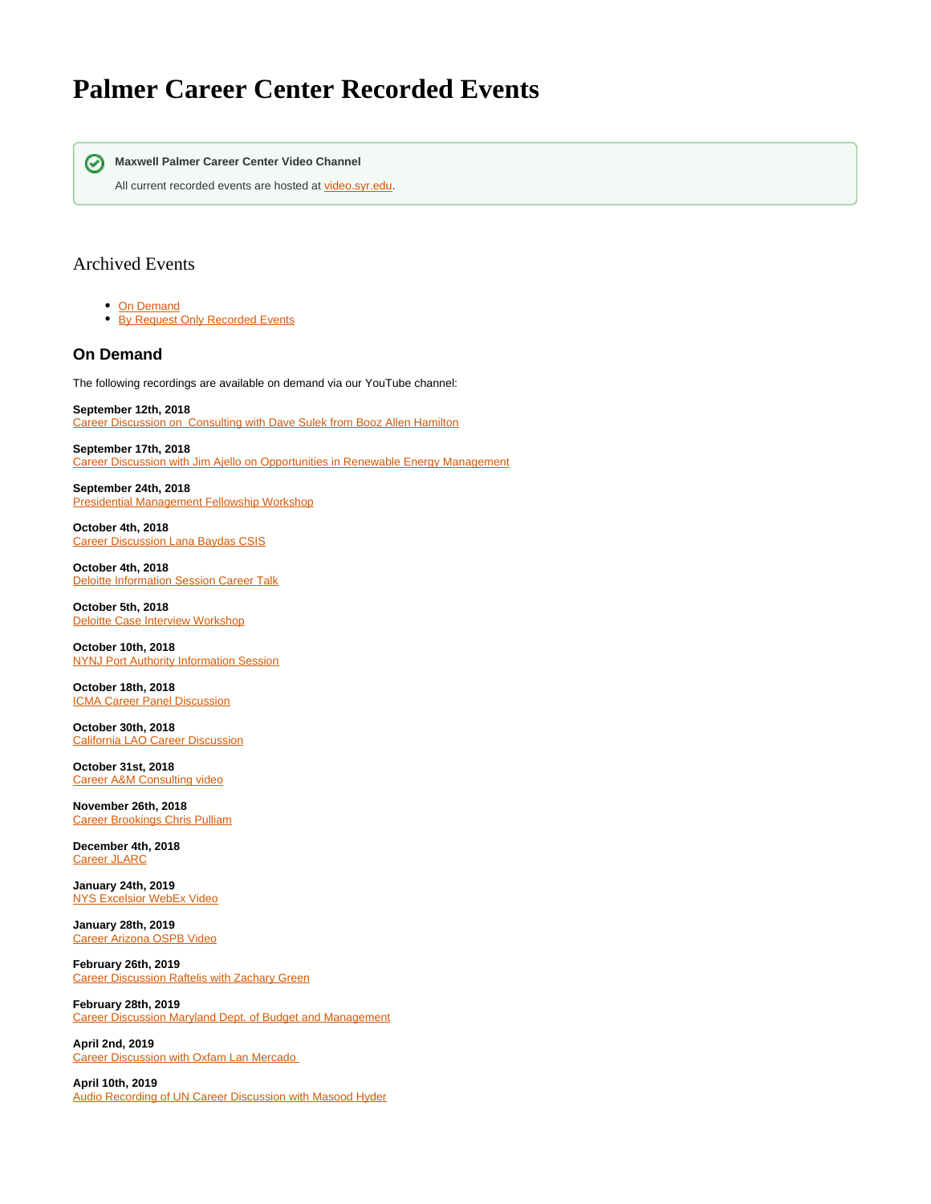# Palmer Career Center Recorded Events

**Maxwell Palmer Career Center Video Channel**

All current recorded events are hosted at video.syr.edu.

## Archived Events

- On Demand
- By Request Only Recorded Events

### On Demand

The following recordings are available on demand via our YouTube channel:

**September 12th, 2018**
Career Discussion on  Consulting with Dave Sulek from Booz Allen Hamilton

**September 17th, 2018**
Career Discussion with Jim Ajello on Opportunities in Renewable Energy Management

**September 24th, 2018**
Presidential Management Fellowship Workshop

**October 4th, 2018**
Career Discussion Lana Baydas CSIS

**October 4th, 2018**
Deloitte Information Session Career Talk

**October 5th, 2018**
Deloitte Case Interview Workshop

**October 10th, 2018**
NYNJ Port Authority Information Session

**October 18th, 2018**
ICMA Career Panel Discussion

**October 30th, 2018**
California LAO Career Discussion

**October 31st, 2018**
Career A&M Consulting video

**November 26th, 2018**
Career Brookings Chris Pulliam

**December 4th, 2018**
Career JLARC

**January 24th, 2019**
NYS Excelsior WebEx Video

**January 28th, 2019**
Career Arizona OSPB Video

**February 26th, 2019**
Career Discussion Raftelis with Zachary Green

**February 28th, 2019**
Career Discussion Maryland Dept. of Budget and Management

**April 2nd, 2019**
Career Discussion with Oxfam Lan Mercado

**April 10th, 2019**
Audio Recording of UN Career Discussion with Masood Hyder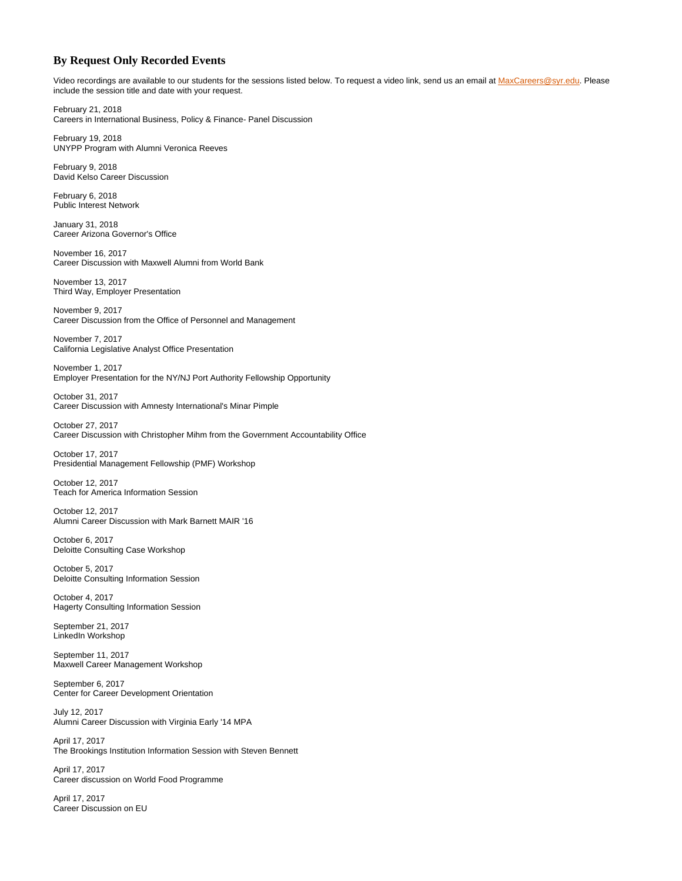## By Request Only Recorded Events

Video recordings are available to our students for the sessions listed below. To request a video link, send us an email at MaxCareers@syr.edu. Please include the session title and date with your request.

February 21, 2018
Careers in International Business, Policy & Finance- Panel Discussion

February 19, 2018
UNYPP Program with Alumni Veronica Reeves

February 9, 2018
David Kelso Career Discussion

February 6, 2018
Public Interest Network

January 31, 2018
Career Arizona Governor's Office

November 16, 2017
Career Discussion with Maxwell Alumni from World Bank

November 13, 2017
Third Way, Employer Presentation

November 9, 2017
Career Discussion from the Office of Personnel and Management

November 7, 2017
California Legislative Analyst Office Presentation

November 1, 2017
Employer Presentation for the NY/NJ Port Authority Fellowship Opportunity

October 31, 2017
Career Discussion with Amnesty International's Minar Pimple

October 27, 2017
Career Discussion with Christopher Mihm from the Government Accountability Office

October 17, 2017
Presidential Management Fellowship (PMF) Workshop

October 12, 2017
Teach for America Information Session

October 12, 2017
Alumni Career Discussion with Mark Barnett MAIR '16

October 6, 2017
Deloitte Consulting Case Workshop

October 5, 2017
Deloitte Consulting Information Session

October 4, 2017
Hagerty Consulting Information Session

September 21, 2017
LinkedIn Workshop

September 11, 2017
Maxwell Career Management Workshop

September 6, 2017
Center for Career Development Orientation

July 12, 2017
Alumni Career Discussion with Virginia Early '14 MPA

April 17, 2017
The Brookings Institution Information Session with Steven Bennett

April 17, 2017
Career discussion on World Food Programme

April 17, 2017
Career Discussion on EU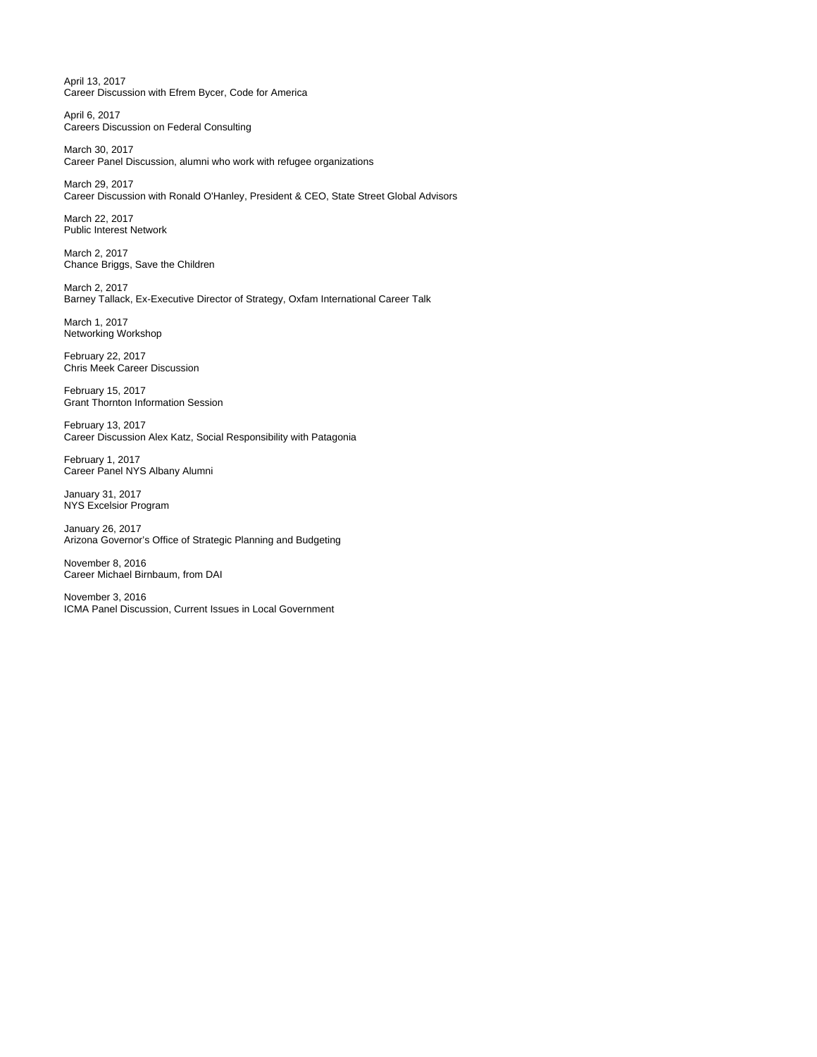April 13, 2017
Career Discussion with Efrem Bycer, Code for America

April 6, 2017
Careers Discussion on Federal Consulting

March 30, 2017
Career Panel Discussion, alumni who work with refugee organizations

March 29, 2017
Career Discussion with Ronald O'Hanley, President & CEO, State Street Global Advisors

March 22, 2017
Public Interest Network

March 2, 2017
Chance Briggs, Save the Children

March 2, 2017
Barney Tallack, Ex-Executive Director of Strategy, Oxfam International Career Talk

March 1, 2017
Networking Workshop

February 22, 2017
Chris Meek Career Discussion

February 15, 2017
Grant Thornton Information Session

February 13, 2017
Career Discussion Alex Katz, Social Responsibility with Patagonia

February 1, 2017
Career Panel NYS Albany Alumni

January 31, 2017
NYS Excelsior Program

January 26, 2017
Arizona Governor's Office of Strategic Planning and Budgeting

November 8, 2016
Career Michael Birnbaum, from DAI

November 3, 2016
ICMA Panel Discussion, Current Issues in Local Government